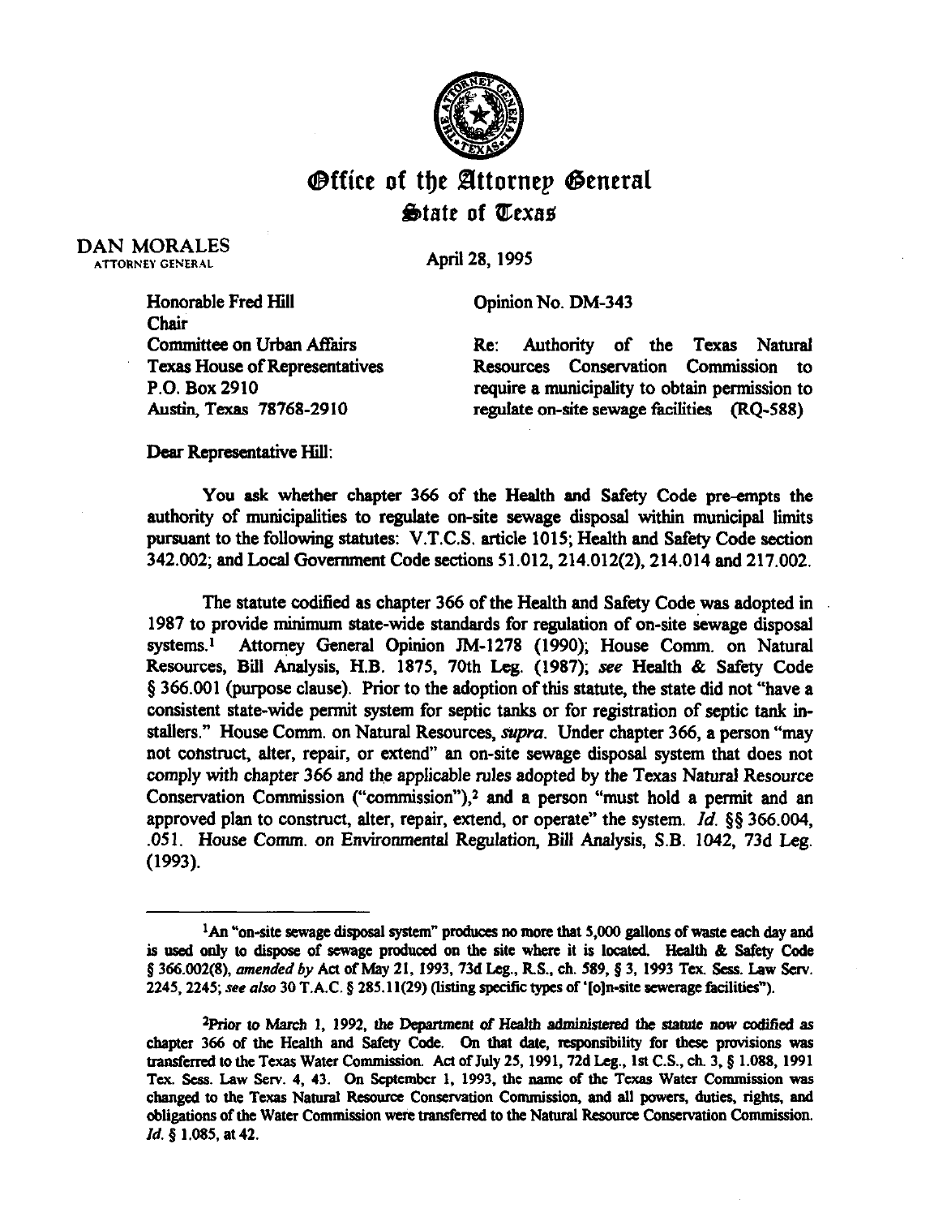# Office of the Attorney General
## State of Texas

DAN MORALES
ATTORNEY GENERAL

April 28, 1995

Honorable Fred Hill
Chair
Committee on Urban Affairs
Texas House of Representatives
P.O. Box 2910
Austin, Texas 78768-2910

Opinion No. DM-343

Re: Authority of the Texas Natural Resources Conservation Commission to require a municipality to obtain permission to regulate on-site sewage facilities (RQ-588)

Dear Representative Hill:

You ask whether chapter 366 of the Health and Safety Code pre-empts the authority of municipalities to regulate on-site sewage disposal within municipal limits pursuant to the following statutes: V.T.C.S. article 1015; Health and Safety Code section 342.002; and Local Government Code sections 51.012, 214.012(2), 214.014 and 217.002.

The statute codified as chapter 366 of the Health and Safety Code was adopted in 1987 to provide minimum state-wide standards for regulation of on-site sewage disposal systems.[1] Attorney General Opinion JM-1278 (1990); House Comm. on Natural Resources, Bill Analysis, H.B. 1875, 70th Leg. (1987); *see* Health & Safety Code § 366.001 (purpose clause). Prior to the adoption of this statute, the state did not "have a consistent state-wide permit system for septic tanks or for registration of septic tank installers." House Comm. on Natural Resources, *supra*. Under chapter 366, a person "may not construct, alter, repair, or extend" an on-site sewage disposal system that does not comply with chapter 366 and the applicable rules adopted by the Texas Natural Resource Conservation Commission ("commission"),[2] and a person "must hold a permit and an approved plan to construct, alter, repair, extend, or operate" the system. *Id.* §§ 366.004, .051. House Comm. on Environmental Regulation, Bill Analysis, S.B. 1042, 73d Leg. (1993).

---

[1] An "on-site sewage disposal system" produces no more that 5,000 gallons of waste each day and is used only to dispose of sewage produced on the site where it is located. Health & Safety Code § 366.002(8), *amended by* Act of May 21, 1993, 73d Leg., R.S., ch. 589, § 3, 1993 Tex. Sess. Law Serv. 2245, 2245; *see also* 30 T.A.C. § 285.11(29) (listing specific types of '[o]n-site sewerage facilities").

[2] Prior to March 1, 1992, the Department of Health administered the statute now codified as chapter 366 of the Health and Safety Code. On that date, responsibility for these provisions was transferred to the Texas Water Commission. Act of July 25, 1991, 72d Leg., 1st C.S., ch. 3, § 1.088, 1991 Tex. Sess. Law Serv. 4, 43. On September 1, 1993, the name of the Texas Water Commission was changed to the Texas Natural Resource Conservation Commission, and all powers, duties, rights, and obligations of the Water Commission were transferred to the Natural Resource Conservation Commission. *Id.* § 1.085, at 42.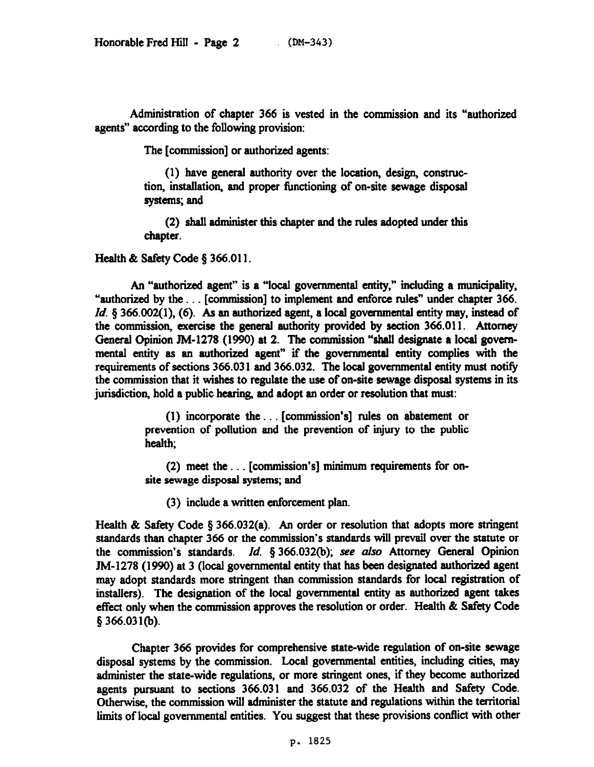Administration of chapter 366 is vested in the commission and its "authorized agents" according to the following provision:

> The [commission] or authorized agents:
>
> (1) have general authority over the location, design, construction, installation, and proper functioning of on-site sewage disposal systems; and
>
> (2) shall administer this chapter and the rules adopted under this chapter.

Health & Safety Code § 366.011.

An "authorized agent" is a "local governmental entity," including a municipality, "authorized by the . . . [commission] to implement and enforce rules" under chapter 366. *Id.* § 366.002(1), (6). As an authorized agent, a local governmental entity may, instead of the commission, exercise the general authority provided by section 366.011. Attorney General Opinion JM-1278 (1990) at 2. The commission "shall designate a local governmental entity as an authorized agent" if the governmental entity complies with the requirements of sections 366.031 and 366.032. The local governmental entity must notify the commission that it wishes to regulate the use of on-site sewage disposal systems in its jurisdiction, hold a public hearing, and adopt an order or resolution that must:

> (1) incorporate the . . . [commission's] rules on abatement or prevention of pollution and the prevention of injury to the public health;
>
> (2) meet the . . . [commission's] minimum requirements for on-site sewage disposal systems; and
>
> (3) include a written enforcement plan.

Health & Safety Code § 366.032(a). An order or resolution that adopts more stringent standards than chapter 366 or the commission's standards will prevail over the statute or the commission's standards. *Id.* § 366.032(b); *see also* Attorney General Opinion JM-1278 (1990) at 3 (local governmental entity that has been designated authorized agent may adopt standards more stringent than commission standards for local registration of installers). The designation of the local governmental entity as authorized agent takes effect only when the commission approves the resolution or order. Health & Safety Code § 366.031(b).

Chapter 366 provides for comprehensive state-wide regulation of on-site sewage disposal systems by the commission. Local governmental entities, including cities, may administer the state-wide regulations, or more stringent ones, if they become authorized agents pursuant to sections 366.031 and 366.032 of the Health and Safety Code. Otherwise, the commission will administer the statute and regulations within the territorial limits of local governmental entities. You suggest that these provisions conflict with other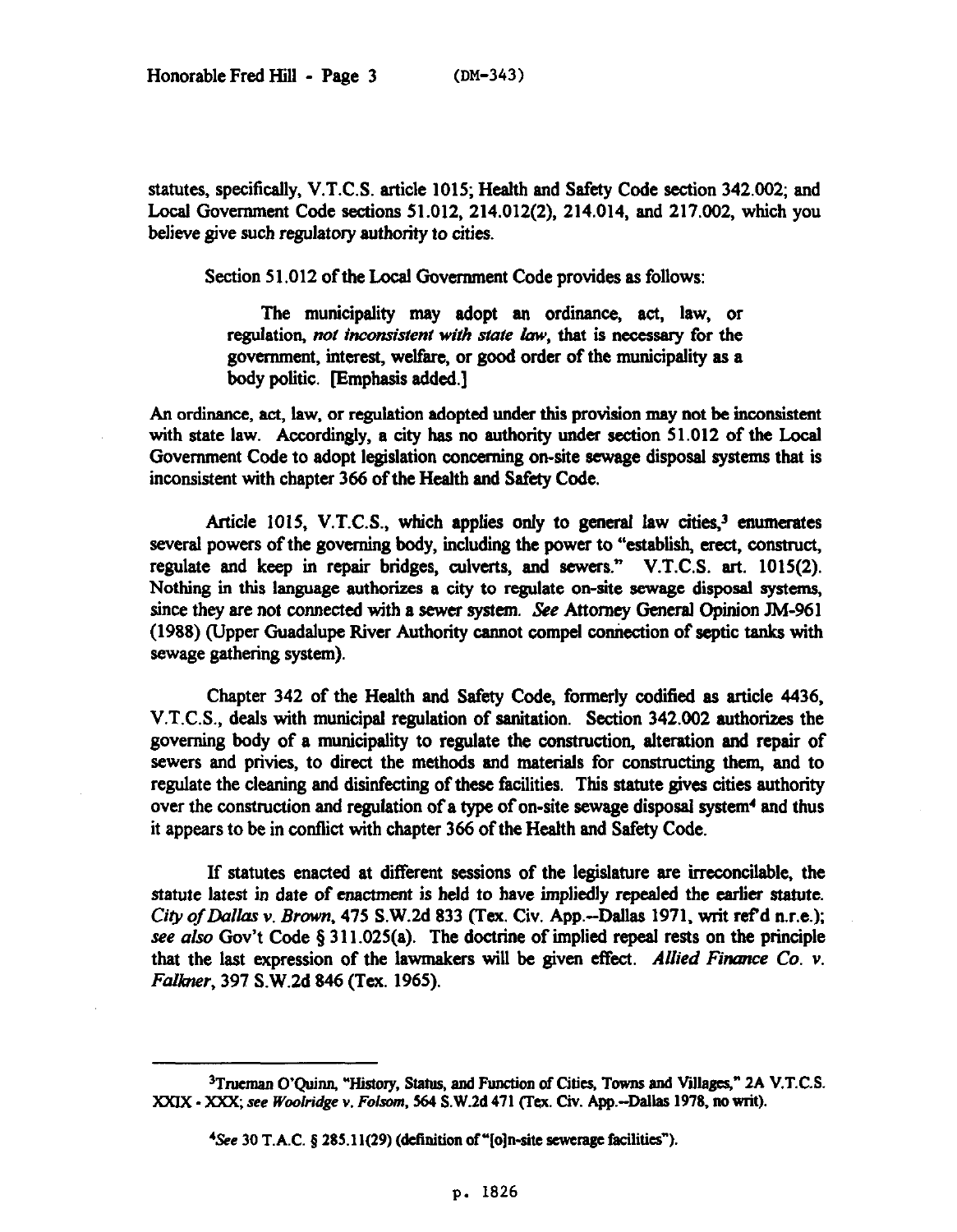statutes, specifically, V.T.C.S. article 1015; Health and Safety Code section 342.002; and Local Government Code sections 51.012, 214.012(2), 214.014, and 217.002, which you believe give such regulatory authority to cities.

Section 51.012 of the Local Government Code provides as follows:

> The municipality may adopt an ordinance, act, law, or regulation, *not inconsistent with state law*, that is necessary for the government, interest, welfare, or good order of the municipality as a body politic. [Emphasis added.]

An ordinance, act, law, or regulation adopted under this provision may not be inconsistent with state law. Accordingly, a city has no authority under section 51.012 of the Local Government Code to adopt legislation concerning on-site sewage disposal systems that is inconsistent with chapter 366 of the Health and Safety Code.

Article 1015, V.T.C.S., which applies only to general law cities,[3] enumerates several powers of the governing body, including the power to "establish, erect, construct, regulate and keep in repair bridges, culverts, and sewers." V.T.C.S. art. 1015(2). Nothing in this language authorizes a city to regulate on-site sewage disposal systems, since they are not connected with a sewer system. *See* Attorney General Opinion JM-961 (1988) (Upper Guadalupe River Authority cannot compel connection of septic tanks with sewage gathering system).

Chapter 342 of the Health and Safety Code, formerly codified as article 4436, V.T.C.S., deals with municipal regulation of sanitation. Section 342.002 authorizes the governing body of a municipality to regulate the construction, alteration and repair of sewers and privies, to direct the methods and materials for constructing them, and to regulate the cleaning and disinfecting of these facilities. This statute gives cities authority over the construction and regulation of a type of on-site sewage disposal system[4] and thus it appears to be in conflict with chapter 366 of the Health and Safety Code.

If statutes enacted at different sessions of the legislature are irreconcilable, the statute latest in date of enactment is held to have impliedly repealed the earlier statute. *City of Dallas v. Brown*, 475 S.W.2d 833 (Tex. Civ. App.--Dallas 1971, writ ref'd n.r.e.); *see also* Gov't Code § 311.025(a). The doctrine of implied repeal rests on the principle that the last expression of the lawmakers will be given effect. *Allied Finance Co. v. Falkner*, 397 S.W.2d 846 (Tex. 1965).

---

[3]Trueman O'Quinn, "History, Status, and Function of Cities, Towns and Villages," 2A V.T.C.S. XXIX - XXX; *see Woolridge v. Folsom*, 564 S.W.2d 471 (Tex. Civ. App.--Dallas 1978, no writ).

[4]*See* 30 T.A.C. § 285.11(29) (definition of "[o]n-site sewerage facilities").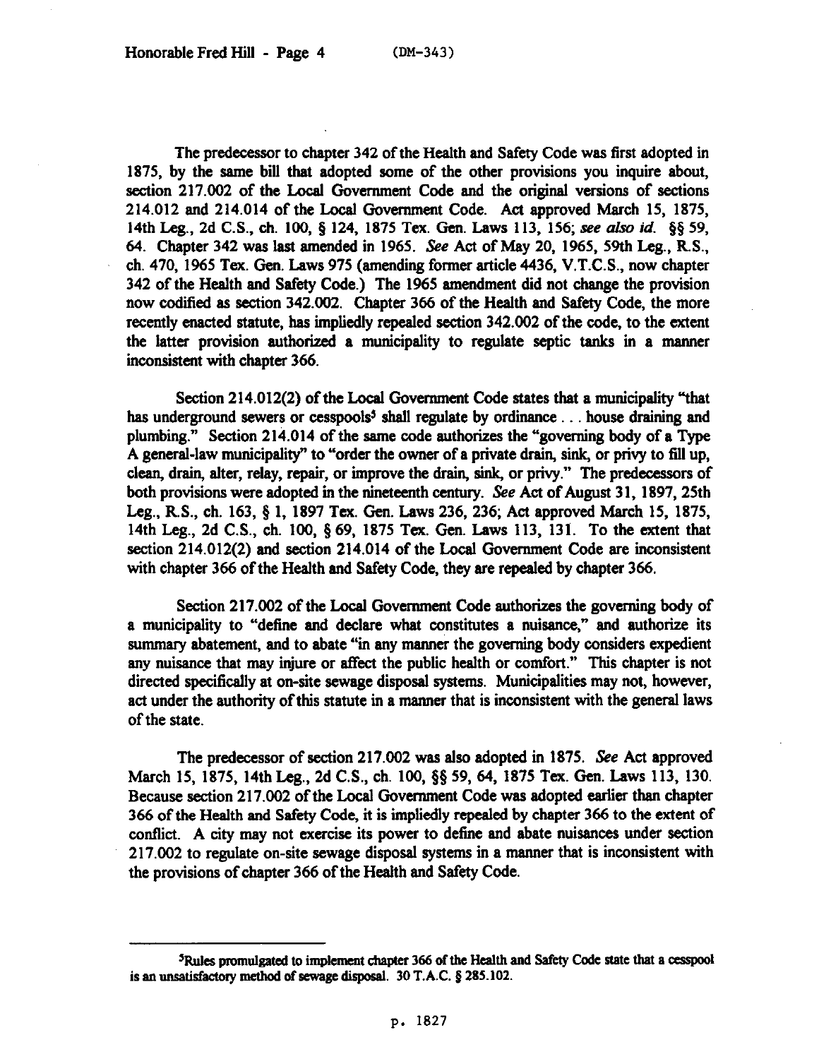The predecessor to chapter 342 of the Health and Safety Code was first adopted in 1875, by the same bill that adopted some of the other provisions you inquire about, section 217.002 of the Local Government Code and the original versions of sections 214.012 and 214.014 of the Local Government Code. Act approved March 15, 1875, 14th Leg., 2d C.S., ch. 100, § 124, 1875 Tex. Gen. Laws 113, 156; *see also id.* §§ 59, 64. Chapter 342 was last amended in 1965. *See* Act of May 20, 1965, 59th Leg., R.S., ch. 470, 1965 Tex. Gen. Laws 975 (amending former article 4436, V.T.C.S., now chapter 342 of the Health and Safety Code.) The 1965 amendment did not change the provision now codified as section 342.002. Chapter 366 of the Health and Safety Code, the more recently enacted statute, has impliedly repealed section 342.002 of the code, to the extent the latter provision authorized a municipality to regulate septic tanks in a manner inconsistent with chapter 366.

Section 214.012(2) of the Local Government Code states that a municipality "that has underground sewers or cesspools[5] shall regulate by ordinance . . . house draining and plumbing." Section 214.014 of the same code authorizes the "governing body of a Type A general-law municipality" to "order the owner of a private drain, sink, or privy to fill up, clean, drain, alter, relay, repair, or improve the drain, sink, or privy." The predecessors of both provisions were adopted in the nineteenth century. *See* Act of August 31, 1897, 25th Leg., R.S., ch. 163, § 1, 1897 Tex. Gen. Laws 236, 236; Act approved March 15, 1875, 14th Leg., 2d C.S., ch. 100, § 69, 1875 Tex. Gen. Laws 113, 131. To the extent that section 214.012(2) and section 214.014 of the Local Government Code are inconsistent with chapter 366 of the Health and Safety Code, they are repealed by chapter 366.

Section 217.002 of the Local Government Code authorizes the governing body of a municipality to "define and declare what constitutes a nuisance," and authorize its summary abatement, and to abate "in any manner the governing body considers expedient any nuisance that may injure or affect the public health or comfort." This chapter is not directed specifically at on-site sewage disposal systems. Municipalities may not, however, act under the authority of this statute in a manner that is inconsistent with the general laws of the state.

The predecessor of section 217.002 was also adopted in 1875. *See* Act approved March 15, 1875, 14th Leg., 2d C.S., ch. 100, §§ 59, 64, 1875 Tex. Gen. Laws 113, 130. Because section 217.002 of the Local Government Code was adopted earlier than chapter 366 of the Health and Safety Code, it is impliedly repealed by chapter 366 to the extent of conflict. A city may not exercise its power to define and abate nuisances under section 217.002 to regulate on-site sewage disposal systems in a manner that is inconsistent with the provisions of chapter 366 of the Health and Safety Code.

---

[5]Rules promulgated to implement chapter 366 of the Health and Safety Code state that a cesspool is an unsatisfactory method of sewage disposal. 30 T.A.C. § 285.102.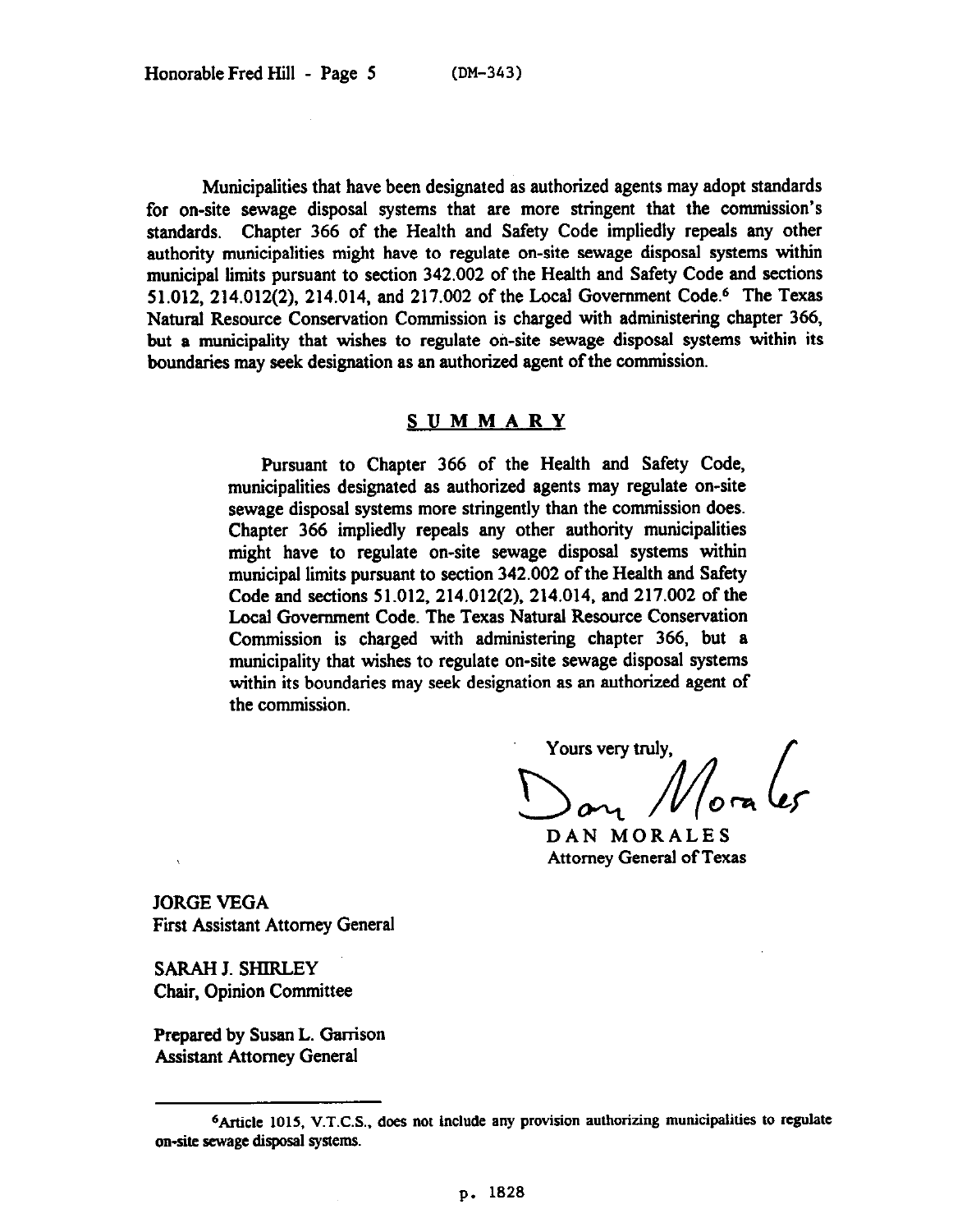Municipalities that have been designated as authorized agents may adopt standards for on-site sewage disposal systems that are more stringent that the commission's standards. Chapter 366 of the Health and Safety Code impliedly repeals any other authority municipalities might have to regulate on-site sewage disposal systems within municipal limits pursuant to section 342.002 of the Health and Safety Code and sections 51.012, 214.012(2), 214.014, and 217.002 of the Local Government Code.[6] The Texas Natural Resource Conservation Commission is charged with administering chapter 366, but a municipality that wishes to regulate on-site sewage disposal systems within its boundaries may seek designation as an authorized agent of the commission.

## SUMMARY

Pursuant to Chapter 366 of the Health and Safety Code, municipalities designated as authorized agents may regulate on-site sewage disposal systems more stringently than the commission does. Chapter 366 impliedly repeals any other authority municipalities might have to regulate on-site sewage disposal systems within municipal limits pursuant to section 342.002 of the Health and Safety Code and sections 51.012, 214.012(2), 214.014, and 217.002 of the Local Government Code. The Texas Natural Resource Conservation Commission is charged with administering chapter 366, but a municipality that wishes to regulate on-site sewage disposal systems within its boundaries may seek designation as an authorized agent of the commission.

Yours very truly,

Dan Morales

DAN MORALES
Attorney General of Texas

JORGE VEGA
First Assistant Attorney General

SARAH J. SHIRLEY
Chair, Opinion Committee

Prepared by Susan L. Garrison
Assistant Attorney General

---

[6]Article 1015, V.T.C.S., does not include any provision authorizing municipalities to regulate on-site sewage disposal systems.